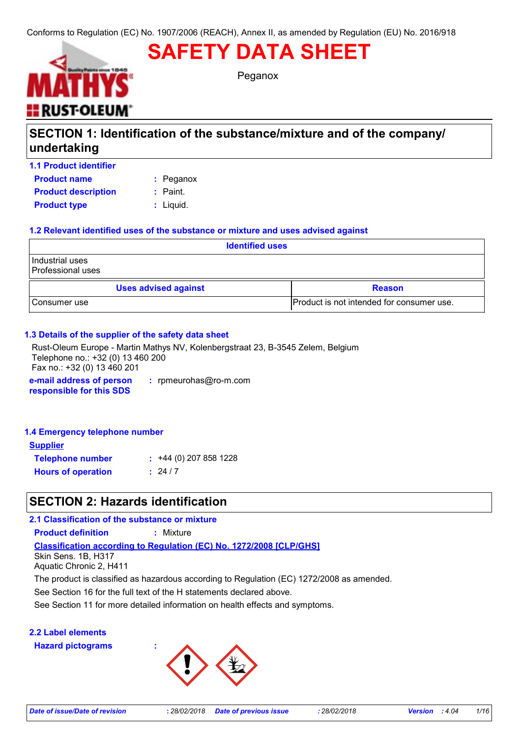Conforms to Regulation (EC) No. 1907/2006 (REACH), Annex II, as amended by Regulation (EU) No. 2016/918

# SAFETY DATA SHEET

Peganox

## SECTION 1: Identification of the substance/mixture and of the company/ undertaking

### 1.1 Product identifier

**Product name** : Peganox

**Product description** : Paint.

**Product type** : Liquid.

### 1.2 Relevant identified uses of the substance or mixture and uses advised against

| Identified uses |
| --- |
| Industrial uses<br>Professional uses |

| Uses advised against | Reason |
| --- | --- |
| Consumer use | Product is not intended for consumer use. |

### 1.3 Details of the supplier of the safety data sheet

Rust-Oleum Europe - Martin Mathys NV, Kolenbergstraat 23, B-3545 Zelem, Belgium
Telephone no.: +32 (0) 13 460 200
Fax no.: +32 (0) 13 460 201

**e-mail address of person responsible for this SDS** : rpmeurohas@ro-m.com

### 1.4 Emergency telephone number

**Supplier**

**Telephone number** : +44 (0) 207 858 1228

**Hours of operation** : 24 / 7

## SECTION 2: Hazards identification

### 2.1 Classification of the substance or mixture

**Product definition** : Mixture

**Classification according to Regulation (EC) No. 1272/2008 [CLP/GHS]**

Skin Sens. 1B, H317
Aquatic Chronic 2, H411

The product is classified as hazardous according to Regulation (EC) 1272/2008 as amended.

See Section 16 for the full text of the H statements declared above.

See Section 11 for more detailed information on health effects and symptoms.

### 2.2 Label elements

**Hazard pictograms** :

*Date of issue/Date of revision* : 28/02/2018 *Date of previous issue* : 28/02/2018 *Version* : 4.04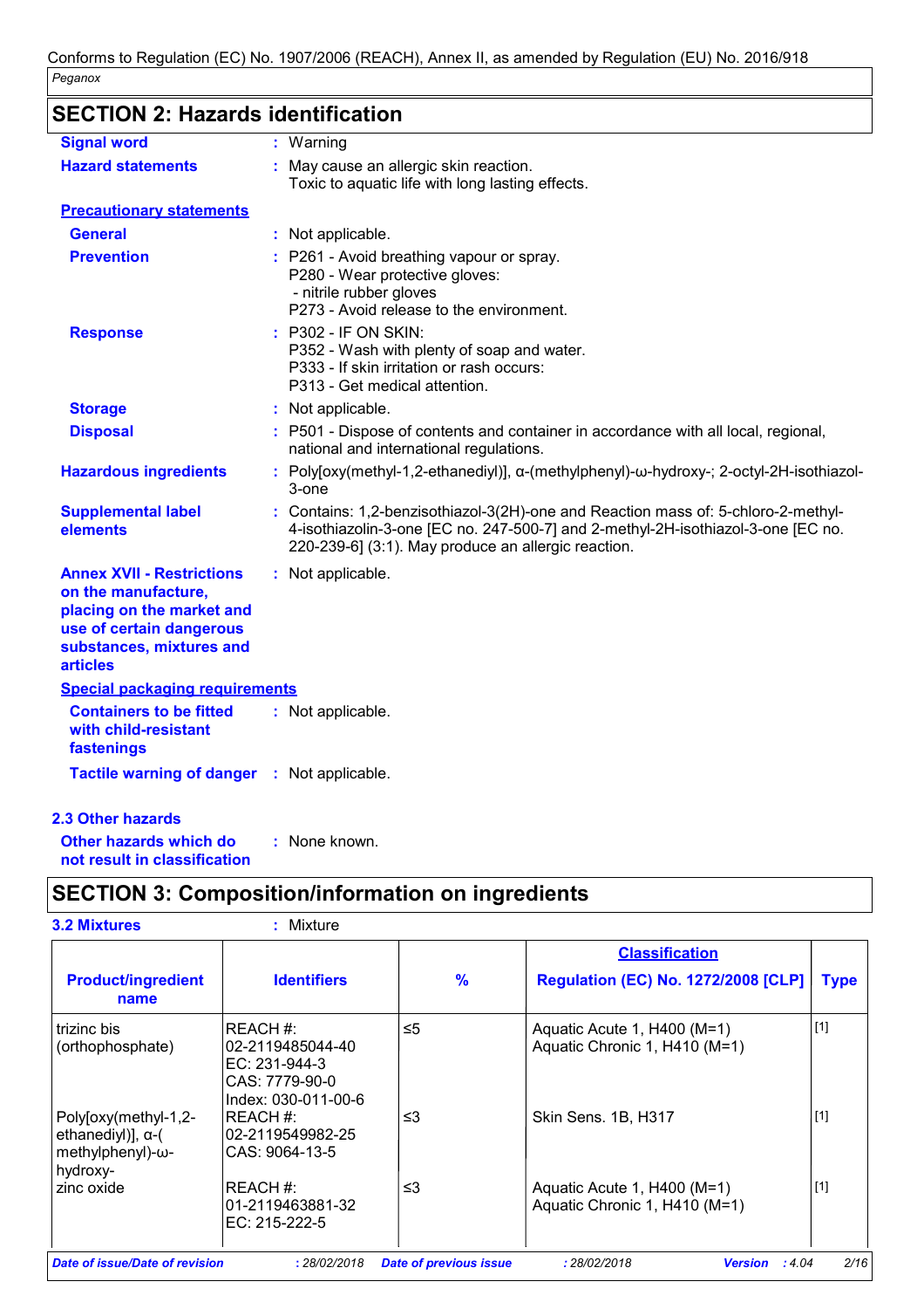## SECTION 2: Hazards identification

**Signal word** : Warning

**Hazard statements** : May cause an allergic skin reaction.
Toxic to aquatic life with long lasting effects.

**Precautionary statements**

**General** : Not applicable.

**Prevention** : P261 - Avoid breathing vapour or spray.
P280 - Wear protective gloves:
- nitrile rubber gloves
P273 - Avoid release to the environment.

**Response** : P302 - IF ON SKIN:
P352 - Wash with plenty of soap and water.
P333 - If skin irritation or rash occurs:
P313 - Get medical attention.

**Storage** : Not applicable.

**Disposal** : P501 - Dispose of contents and container in accordance with all local, regional, national and international regulations.

**Hazardous ingredients** : Poly[oxy(methyl-1,2-ethanediyl)], α-(methylphenyl)-ω-hydroxy-; 2-octyl-2H-isothiazol-3-one

**Supplemental label elements** : Contains: 1,2-benzisothiazol-3(2H)-one and Reaction mass of: 5-chloro-2-methyl-4-isothiazolin-3-one [EC no. 247-500-7] and 2-methyl-2H-isothiazol-3-one [EC no. 220-239-6] (3:1). May produce an allergic reaction.

**Annex XVII - Restrictions on the manufacture, placing on the market and use of certain dangerous substances, mixtures and articles** : Not applicable.

**Special packaging requirements**

**Containers to be fitted with child-resistant fastenings** : Not applicable.

**Tactile warning of danger** : Not applicable.

### 2.3 Other hazards

**Other hazards which do not result in classification** : None known.

## SECTION 3: Composition/information on ingredients

**3.2 Mixtures** : Mixture

| Product/ingredient name | Identifiers | % | Classification Regulation (EC) No. 1272/2008 [CLP] | Type |
|---|---|---|---|---|
| trizinc bis (orthophosphate) | REACH #: 02-2119485044-40<br>EC: 231-944-3<br>CAS: 7779-90-0<br>Index: 030-011-00-6 | ≤5 | Aquatic Acute 1, H400 (M=1)<br>Aquatic Chronic 1, H410 (M=1) | [1] |
| Poly[oxy(methyl-1,2-ethanediyl)], α-(methylphenyl)-ω-hydroxy- | REACH #: 02-2119549982-25<br>CAS: 9064-13-5 | ≤3 | Skin Sens. 1B, H317 | [1] |
| zinc oxide | REACH #: 01-2119463881-32<br>EC: 215-222-5 | ≤3 | Aquatic Acute 1, H400 (M=1)<br>Aquatic Chronic 1, H410 (M=1) | [1] |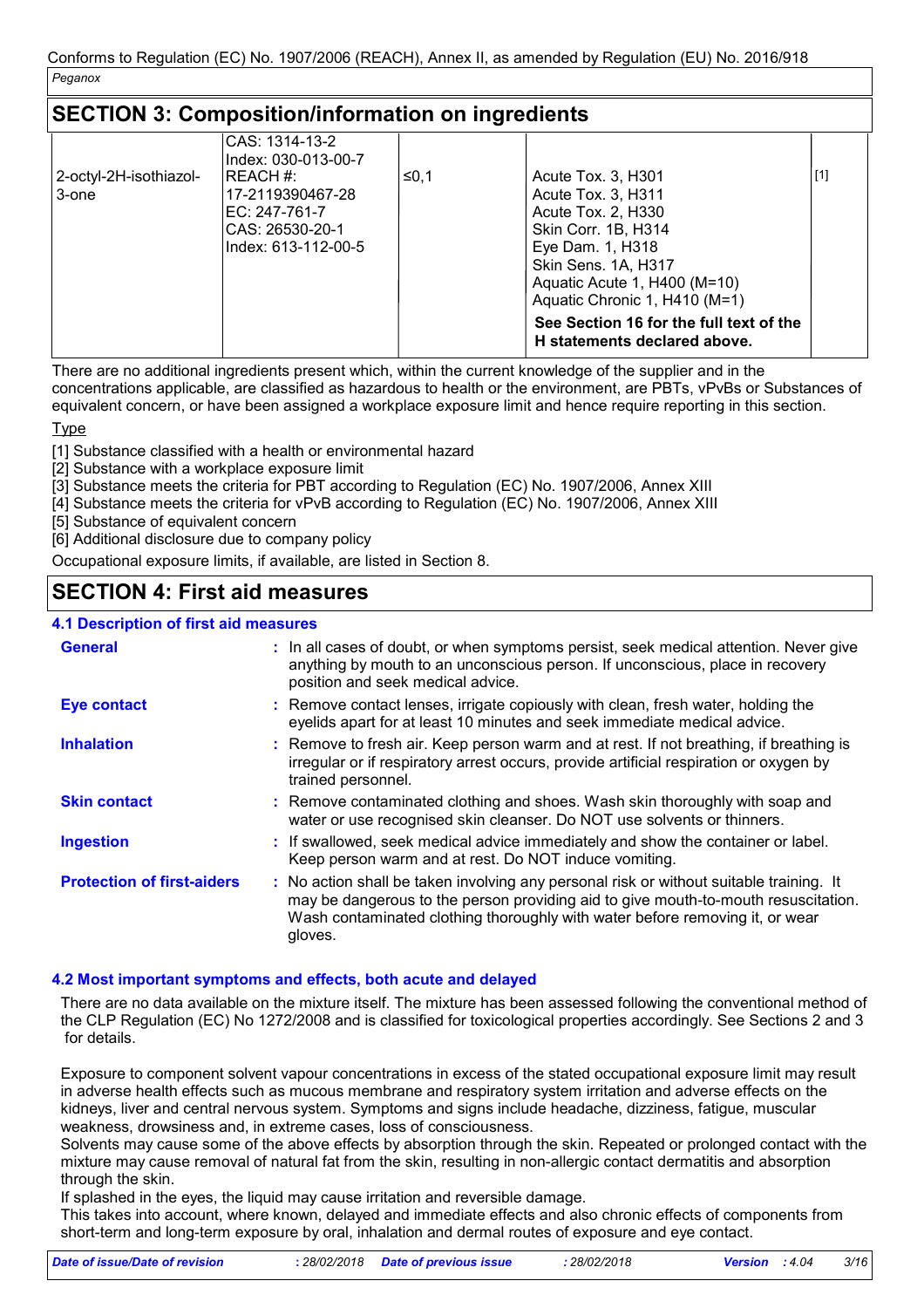## SECTION 3: Composition/information on ingredients

| | | | | |
|---|---|---|---|---|
| 2-octyl-2H-isothiazol-3-one | CAS: 1314-13-2<br>Index: 030-013-00-7<br>REACH #: 17-2119390467-28<br>EC: 247-761-7<br>CAS: 26530-20-1<br>Index: 613-112-00-5 | ≤0,1 | Acute Tox. 3, H301<br>Acute Tox. 3, H311<br>Acute Tox. 2, H330<br>Skin Corr. 1B, H314<br>Eye Dam. 1, H318<br>Skin Sens. 1A, H317<br>Aquatic Acute 1, H400 (M=10)<br>Aquatic Chronic 1, H410 (M=1)<br>**See Section 16 for the full text of the H statements declared above.** | [1] |

There are no additional ingredients present which, within the current knowledge of the supplier and in the concentrations applicable, are classified as hazardous to health or the environment, are PBTs, vPvBs or Substances of equivalent concern, or have been assigned a workplace exposure limit and hence require reporting in this section.

Type

[1] Substance classified with a health or environmental hazard
[2] Substance with a workplace exposure limit
[3] Substance meets the criteria for PBT according to Regulation (EC) No. 1907/2006, Annex XIII
[4] Substance meets the criteria for vPvB according to Regulation (EC) No. 1907/2006, Annex XIII
[5] Substance of equivalent concern
[6] Additional disclosure due to company policy

Occupational exposure limits, if available, are listed in Section 8.

## SECTION 4: First aid measures

### 4.1 Description of first aid measures

**General** : In all cases of doubt, or when symptoms persist, seek medical attention. Never give anything by mouth to an unconscious person. If unconscious, place in recovery position and seek medical advice.

**Eye contact** : Remove contact lenses, irrigate copiously with clean, fresh water, holding the eyelids apart for at least 10 minutes and seek immediate medical advice.

**Inhalation** : Remove to fresh air. Keep person warm and at rest. If not breathing, if breathing is irregular or if respiratory arrest occurs, provide artificial respiration or oxygen by trained personnel.

**Skin contact** : Remove contaminated clothing and shoes. Wash skin thoroughly with soap and water or use recognised skin cleanser. Do NOT use solvents or thinners.

**Ingestion** : If swallowed, seek medical advice immediately and show the container or label. Keep person warm and at rest. Do NOT induce vomiting.

**Protection of first-aiders** : No action shall be taken involving any personal risk or without suitable training. It may be dangerous to the person providing aid to give mouth-to-mouth resuscitation. Wash contaminated clothing thoroughly with water before removing it, or wear gloves.

### 4.2 Most important symptoms and effects, both acute and delayed

There are no data available on the mixture itself. The mixture has been assessed following the conventional method of the CLP Regulation (EC) No 1272/2008 and is classified for toxicological properties accordingly. See Sections 2 and 3 for details.

Exposure to component solvent vapour concentrations in excess of the stated occupational exposure limit may result in adverse health effects such as mucous membrane and respiratory system irritation and adverse effects on the kidneys, liver and central nervous system. Symptoms and signs include headache, dizziness, fatigue, muscular weakness, drowsiness and, in extreme cases, loss of consciousness.
Solvents may cause some of the above effects by absorption through the skin. Repeated or prolonged contact with the mixture may cause removal of natural fat from the skin, resulting in non-allergic contact dermatitis and absorption through the skin.
If splashed in the eyes, the liquid may cause irritation and reversible damage.
This takes into account, where known, delayed and immediate effects and also chronic effects of components from short-term and long-term exposure by oral, inhalation and dermal routes of exposure and eye contact.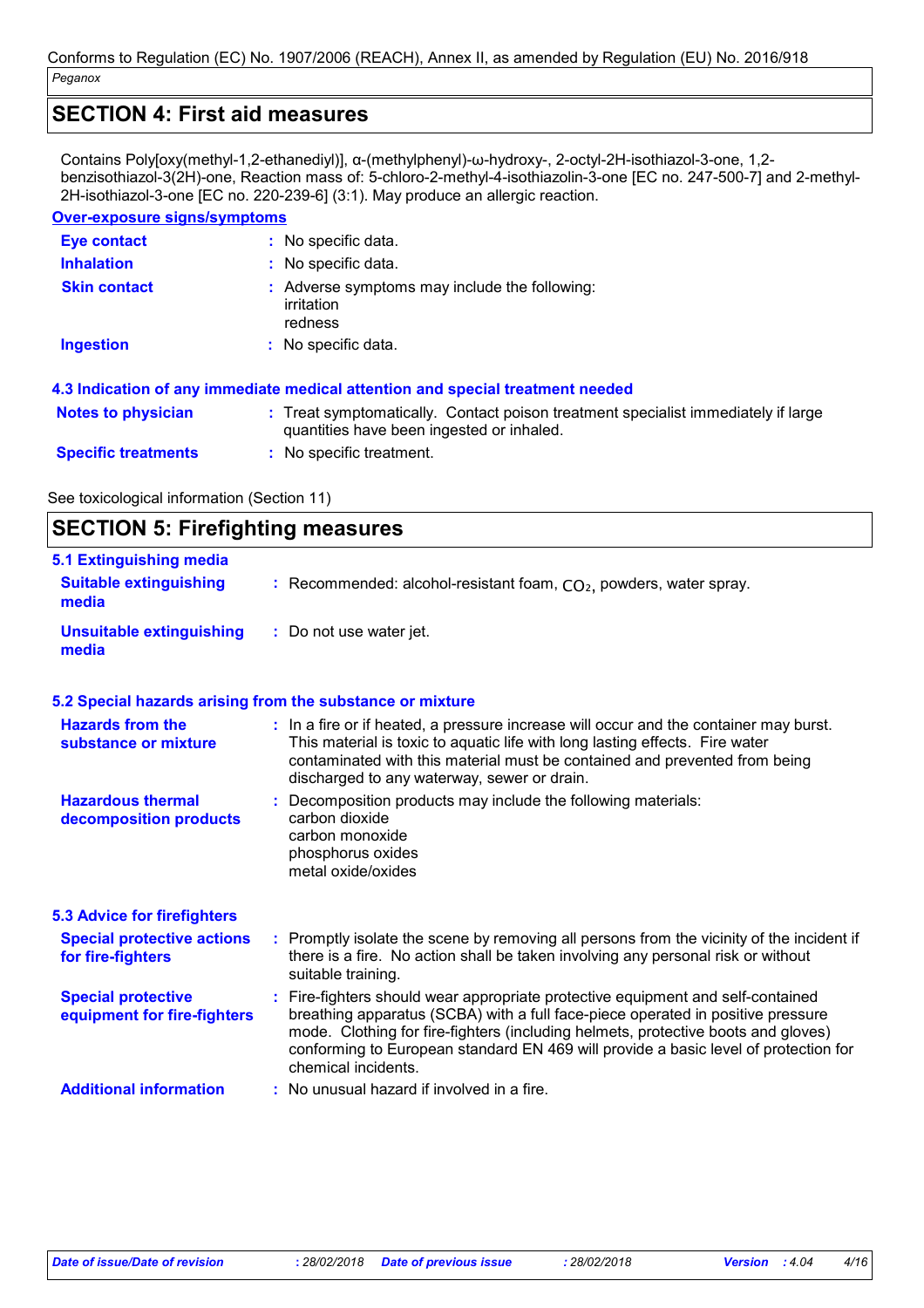## SECTION 4: First aid measures

Contains Poly[oxy(methyl-1,2-ethanediyl)], α-(methylphenyl)-ω-hydroxy-, 2-octyl-2H-isothiazol-3-one, 1,2-benzisothiazol-3(2H)-one, Reaction mass of: 5-chloro-2-methyl-4-isothiazolin-3-one [EC no. 247-500-7] and 2-methyl-2H-isothiazol-3-one [EC no. 220-239-6] (3:1). May produce an allergic reaction.

**Over-exposure signs/symptoms**

| | |
|---|---|
| **Eye contact** | : No specific data. |
| **Inhalation** | : No specific data. |
| **Skin contact** | : Adverse symptoms may include the following: irritation redness |
| **Ingestion** | : No specific data. |

### 4.3 Indication of any immediate medical attention and special treatment needed

| | |
|---|---|
| **Notes to physician** | : Treat symptomatically. Contact poison treatment specialist immediately if large quantities have been ingested or inhaled. |
| **Specific treatments** | : No specific treatment. |

See toxicological information (Section 11)

## SECTION 5: Firefighting measures

### 5.1 Extinguishing media

| | |
|---|---|
| **Suitable extinguishing media** | : Recommended: alcohol-resistant foam, $CO_2$, powders, water spray. |
| **Unsuitable extinguishing media** | : Do not use water jet. |

### 5.2 Special hazards arising from the substance or mixture

| | |
|---|---|
| **Hazards from the substance or mixture** | : In a fire or if heated, a pressure increase will occur and the container may burst. This material is toxic to aquatic life with long lasting effects. Fire water contaminated with this material must be contained and prevented from being discharged to any waterway, sewer or drain. |
| **Hazardous thermal decomposition products** | : Decomposition products may include the following materials: carbon dioxide carbon monoxide phosphorus oxides metal oxide/oxides |

### 5.3 Advice for firefighters

| | |
|---|---|
| **Special protective actions for fire-fighters** | : Promptly isolate the scene by removing all persons from the vicinity of the incident if there is a fire. No action shall be taken involving any personal risk or without suitable training. |
| **Special protective equipment for fire-fighters** | : Fire-fighters should wear appropriate protective equipment and self-contained breathing apparatus (SCBA) with a full face-piece operated in positive pressure mode. Clothing for fire-fighters (including helmets, protective boots and gloves) conforming to European standard EN 469 will provide a basic level of protection for chemical incidents. |
| **Additional information** | : No unusual hazard if involved in a fire. |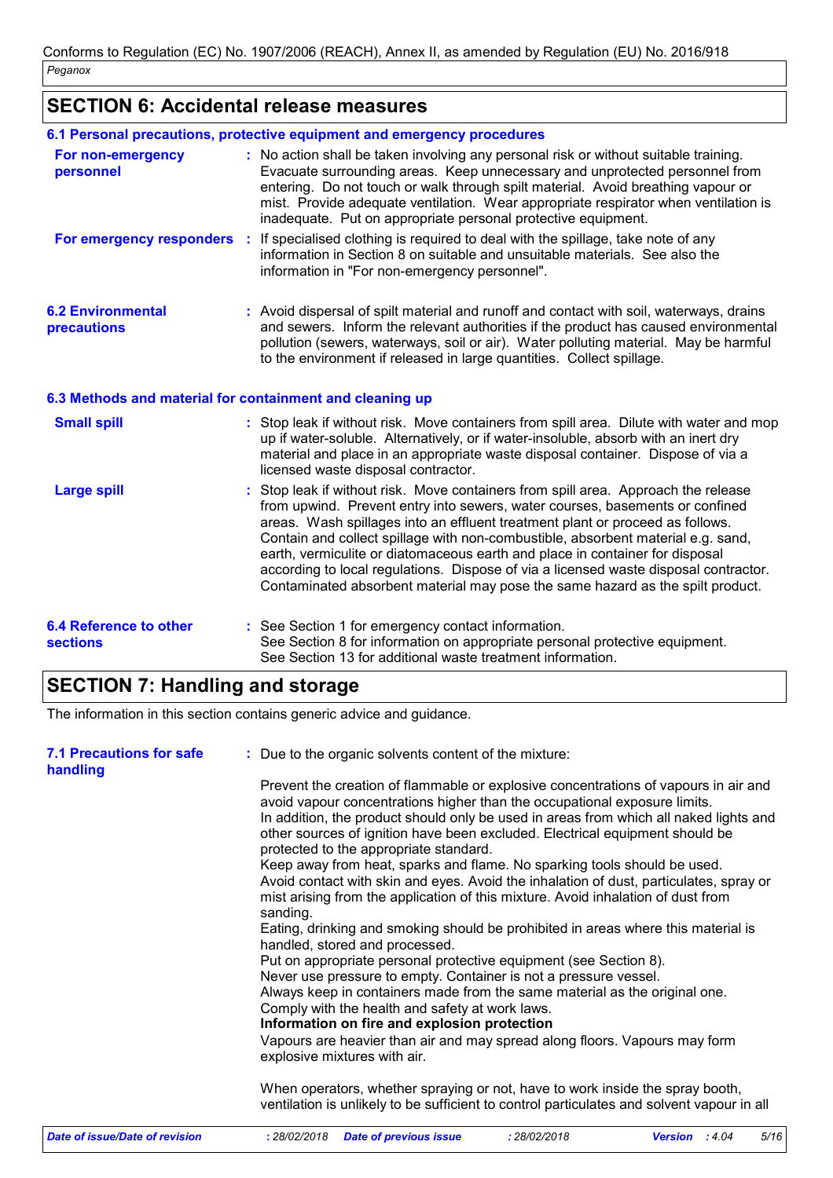## SECTION 6: Accidental release measures

### 6.1 Personal precautions, protective equipment and emergency procedures

**For non-emergency personnel** : No action shall be taken involving any personal risk or without suitable training. Evacuate surrounding areas. Keep unnecessary and unprotected personnel from entering. Do not touch or walk through spilt material. Avoid breathing vapour or mist. Provide adequate ventilation. Wear appropriate respirator when ventilation is inadequate. Put on appropriate personal protective equipment.

**For emergency responders** : If specialised clothing is required to deal with the spillage, take note of any information in Section 8 on suitable and unsuitable materials. See also the information in "For non-emergency personnel".

### 6.2 Environmental precautions

: Avoid dispersal of spilt material and runoff and contact with soil, waterways, drains and sewers. Inform the relevant authorities if the product has caused environmental pollution (sewers, waterways, soil or air). Water polluting material. May be harmful to the environment if released in large quantities. Collect spillage.

### 6.3 Methods and material for containment and cleaning up

**Small spill** : Stop leak if without risk. Move containers from spill area. Dilute with water and mop up if water-soluble. Alternatively, or if water-insoluble, absorb with an inert dry material and place in an appropriate waste disposal container. Dispose of via a licensed waste disposal contractor.

**Large spill** : Stop leak if without risk. Move containers from spill area. Approach the release from upwind. Prevent entry into sewers, water courses, basements or confined areas. Wash spillages into an effluent treatment plant or proceed as follows. Contain and collect spillage with non-combustible, absorbent material e.g. sand, earth, vermiculite or diatomaceous earth and place in container for disposal according to local regulations. Dispose of via a licensed waste disposal contractor. Contaminated absorbent material may pose the same hazard as the spilt product.

### 6.4 Reference to other sections

: See Section 1 for emergency contact information.
See Section 8 for information on appropriate personal protective equipment.
See Section 13 for additional waste treatment information.

## SECTION 7: Handling and storage

The information in this section contains generic advice and guidance.

### 7.1 Precautions for safe handling

: Due to the organic solvents content of the mixture:

Prevent the creation of flammable or explosive concentrations of vapours in air and avoid vapour concentrations higher than the occupational exposure limits.
In addition, the product should only be used in areas from which all naked lights and other sources of ignition have been excluded. Electrical equipment should be protected to the appropriate standard.
Keep away from heat, sparks and flame. No sparking tools should be used.
Avoid contact with skin and eyes. Avoid the inhalation of dust, particulates, spray or mist arising from the application of this mixture. Avoid inhalation of dust from sanding.
Eating, drinking and smoking should be prohibited in areas where this material is handled, stored and processed.
Put on appropriate personal protective equipment (see Section 8).
Never use pressure to empty. Container is not a pressure vessel.
Always keep in containers made from the same material as the original one.
Comply with the health and safety at work laws.
**Information on fire and explosion protection**
Vapours are heavier than air and may spread along floors. Vapours may form explosive mixtures with air.

When operators, whether spraying or not, have to work inside the spray booth, ventilation is unlikely to be sufficient to control particulates and solvent vapour in all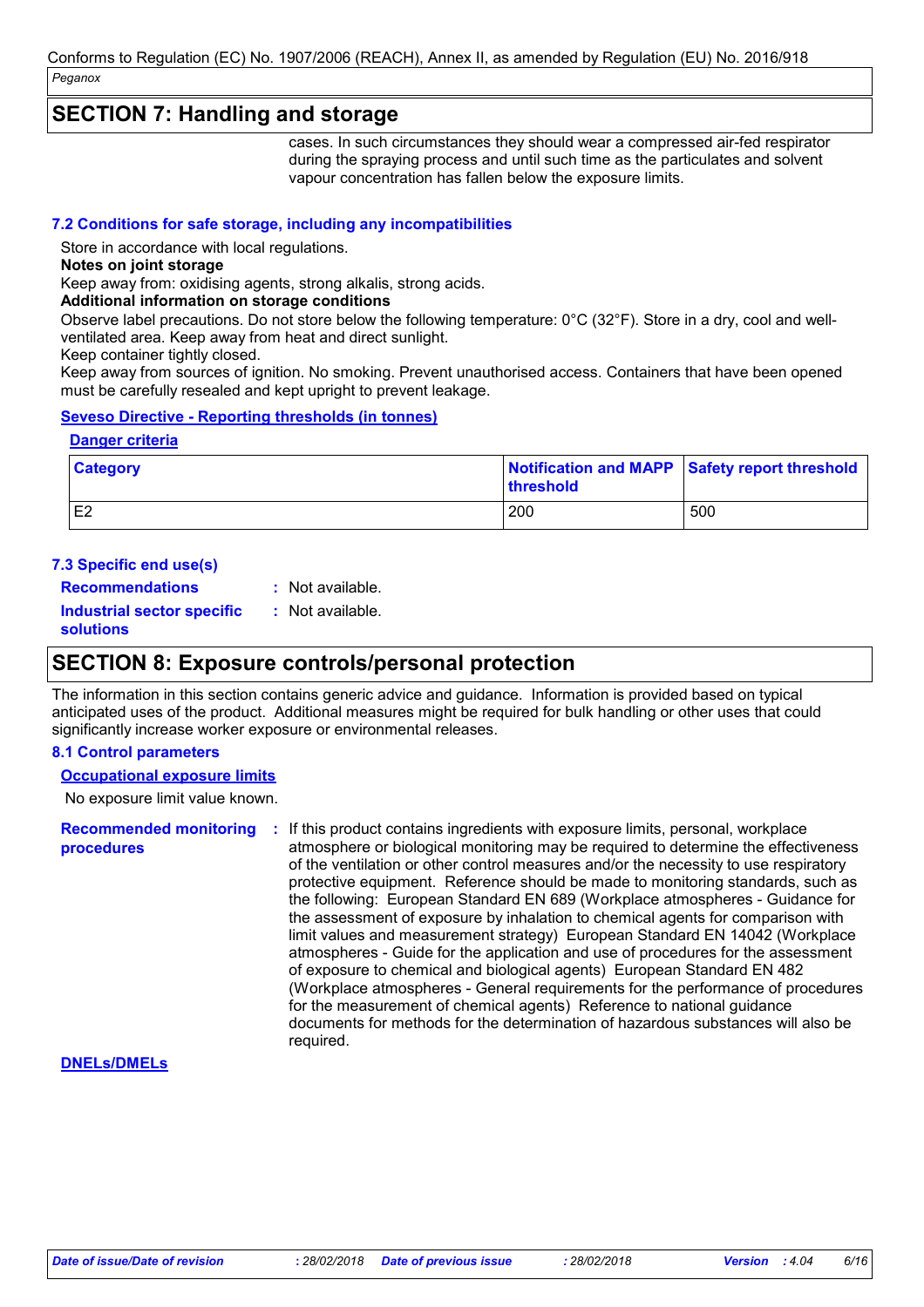## SECTION 7: Handling and storage

cases. In such circumstances they should wear a compressed air-fed respirator during the spraying process and until such time as the particulates and solvent vapour concentration has fallen below the exposure limits.

### 7.2 Conditions for safe storage, including any incompatibilities

Store in accordance with local regulations.

**Notes on joint storage**

Keep away from: oxidising agents, strong alkalis, strong acids.

**Additional information on storage conditions**

Observe label precautions. Do not store below the following temperature: 0°C (32°F). Store in a dry, cool and well-ventilated area. Keep away from heat and direct sunlight.

Keep container tightly closed.

Keep away from sources of ignition. No smoking. Prevent unauthorised access. Containers that have been opened must be carefully resealed and kept upright to prevent leakage.

**Seveso Directive - Reporting thresholds (in tonnes)**

**Danger criteria**

| Category | Notification and MAPP threshold | Safety report threshold |
|---|---|---|
| E2 | 200 | 500 |

### 7.3 Specific end use(s)

**Recommendations** : Not available.

**Industrial sector specific solutions** : Not available.

## SECTION 8: Exposure controls/personal protection

The information in this section contains generic advice and guidance. Information is provided based on typical anticipated uses of the product. Additional measures might be required for bulk handling or other uses that could significantly increase worker exposure or environmental releases.

### 8.1 Control parameters

**Occupational exposure limits**

No exposure limit value known.

**Recommended monitoring procedures** : If this product contains ingredients with exposure limits, personal, workplace atmosphere or biological monitoring may be required to determine the effectiveness of the ventilation or other control measures and/or the necessity to use respiratory protective equipment. Reference should be made to monitoring standards, such as the following: European Standard EN 689 (Workplace atmospheres - Guidance for the assessment of exposure by inhalation to chemical agents for comparison with limit values and measurement strategy) European Standard EN 14042 (Workplace atmospheres - Guide for the application and use of procedures for the assessment of exposure to chemical and biological agents) European Standard EN 482 (Workplace atmospheres - General requirements for the performance of procedures for the measurement of chemical agents) Reference to national guidance documents for methods for the determination of hazardous substances will also be required.

**DNELs/DMELs**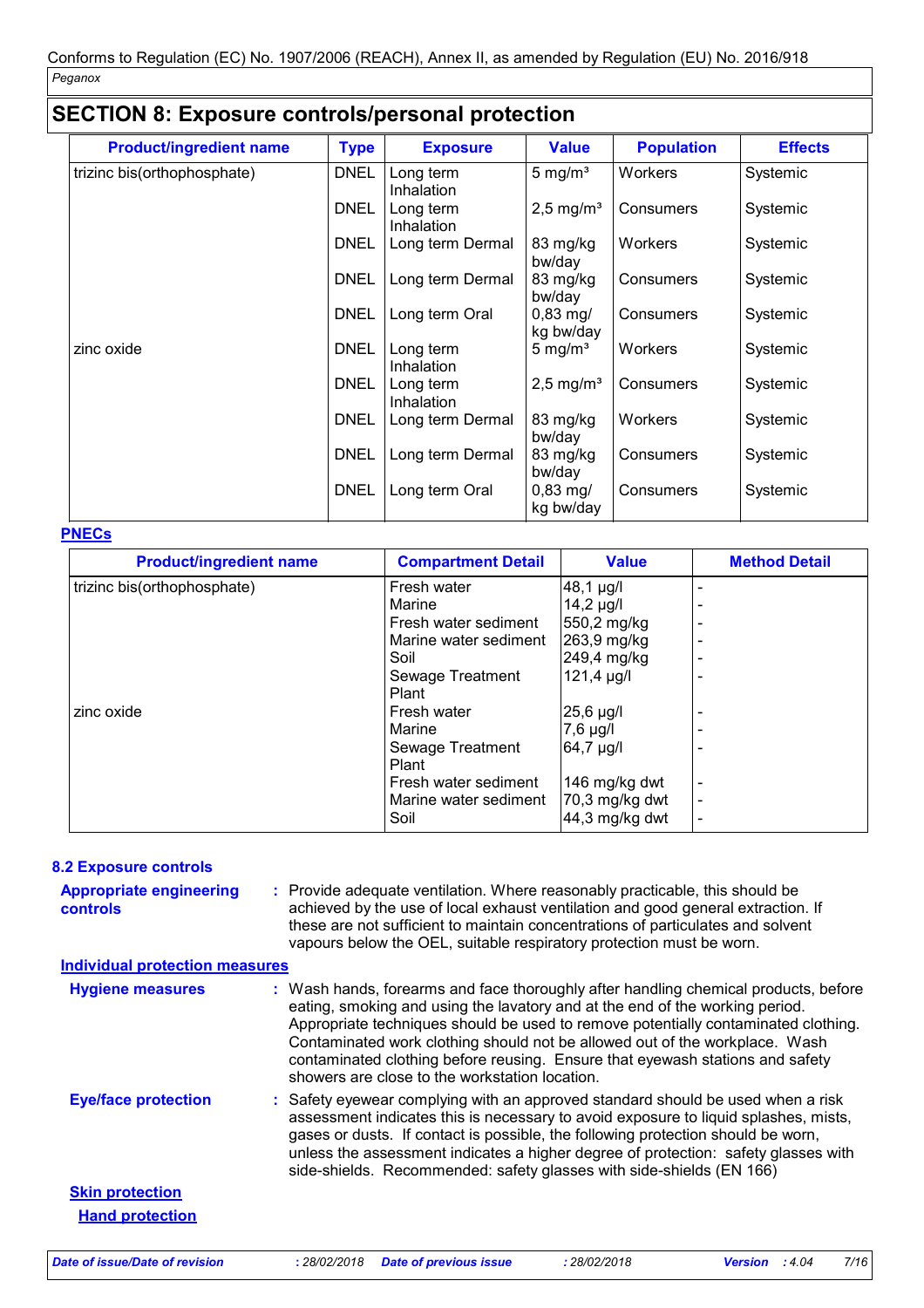## SECTION 8: Exposure controls/personal protection

| Product/ingredient name | Type | Exposure | Value | Population | Effects |
|---|---|---|---|---|---|
| trizinc bis(orthophosphate) | DNEL | Long term Inhalation | 5 mg/m³ | Workers | Systemic |
| | DNEL | Long term Inhalation | 2,5 mg/m³ | Consumers | Systemic |
| | DNEL | Long term Dermal | 83 mg/kg bw/day | Workers | Systemic |
| | DNEL | Long term Dermal | 83 mg/kg bw/day | Consumers | Systemic |
| | DNEL | Long term Oral | 0,83 mg/kg bw/day | Consumers | Systemic |
| zinc oxide | DNEL | Long term Inhalation | 5 mg/m³ | Workers | Systemic |
| | DNEL | Long term Inhalation | 2,5 mg/m³ | Consumers | Systemic |
| | DNEL | Long term Dermal | 83 mg/kg bw/day | Workers | Systemic |
| | DNEL | Long term Dermal | 83 mg/kg bw/day | Consumers | Systemic |
| | DNEL | Long term Oral | 0,83 mg/kg bw/day | Consumers | Systemic |

**PNECs**

| Product/ingredient name | Compartment Detail | Value | Method Detail |
|---|---|---|---|
| trizinc bis(orthophosphate) | Fresh water | 48,1 µg/l | - |
| | Marine | 14,2 µg/l | - |
| | Fresh water sediment | 550,2 mg/kg | - |
| | Marine water sediment | 263,9 mg/kg | - |
| | Soil | 249,4 mg/kg | - |
| | Sewage Treatment Plant | 121,4 µg/l | - |
| zinc oxide | Fresh water | 25,6 µg/l | - |
| | Marine | 7,6 µg/l | - |
| | Sewage Treatment Plant | 64,7 µg/l | - |
| | Fresh water sediment | 146 mg/kg dwt | - |
| | Marine water sediment | 70,3 mg/kg dwt | - |
| | Soil | 44,3 mg/kg dwt | - |

### 8.2 Exposure controls

**Appropriate engineering controls** : Provide adequate ventilation. Where reasonably practicable, this should be achieved by the use of local exhaust ventilation and good general extraction. If these are not sufficient to maintain concentrations of particulates and solvent vapours below the OEL, suitable respiratory protection must be worn.

**Individual protection measures**

**Hygiene measures** : Wash hands, forearms and face thoroughly after handling chemical products, before eating, smoking and using the lavatory and at the end of the working period. Appropriate techniques should be used to remove potentially contaminated clothing. Contaminated work clothing should not be allowed out of the workplace. Wash contaminated clothing before reusing. Ensure that eyewash stations and safety showers are close to the workstation location.

**Eye/face protection** : Safety eyewear complying with an approved standard should be used when a risk assessment indicates this is necessary to avoid exposure to liquid splashes, mists, gases or dusts. If contact is possible, the following protection should be worn, unless the assessment indicates a higher degree of protection: safety glasses with side-shields. Recommended: safety glasses with side-shields (EN 166)

**Skin protection**

**Hand protection**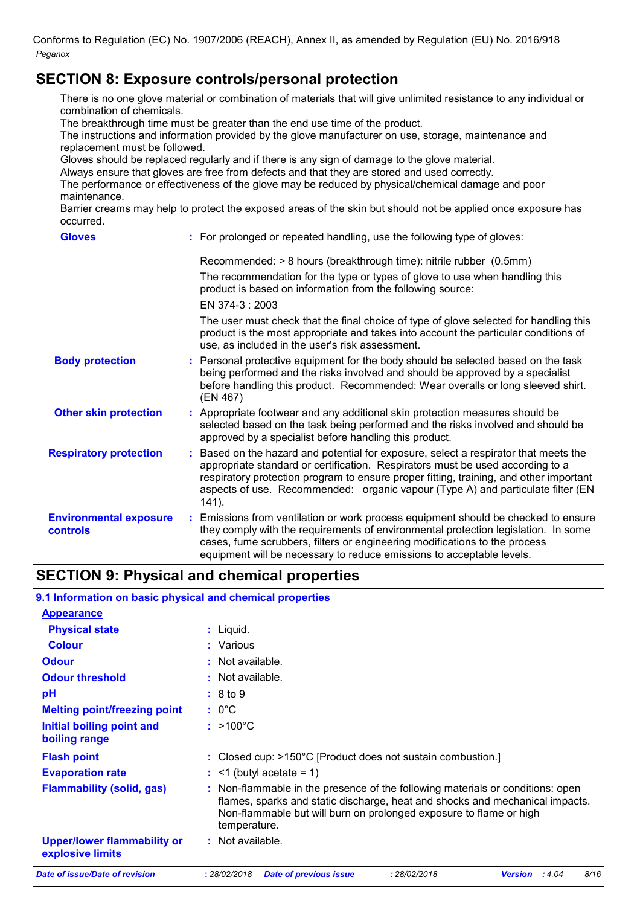## SECTION 8: Exposure controls/personal protection

There is no one glove material or combination of materials that will give unlimited resistance to any individual or combination of chemicals.
The breakthrough time must be greater than the end use time of the product.
The instructions and information provided by the glove manufacturer on use, storage, maintenance and replacement must be followed.
Gloves should be replaced regularly and if there is any sign of damage to the glove material.
Always ensure that gloves are free from defects and that they are stored and used correctly.
The performance or effectiveness of the glove may be reduced by physical/chemical damage and poor maintenance.
Barrier creams may help to protect the exposed areas of the skin but should not be applied once exposure has occurred.

**Gloves** : For prolonged or repeated handling, use the following type of gloves:

Recommended: > 8 hours (breakthrough time): nitrile rubber (0.5mm)

The recommendation for the type or types of glove to use when handling this product is based on information from the following source:

EN 374-3 : 2003

The user must check that the final choice of type of glove selected for handling this product is the most appropriate and takes into account the particular conditions of use, as included in the user's risk assessment.

**Body protection** : Personal protective equipment for the body should be selected based on the task being performed and the risks involved and should be approved by a specialist before handling this product. Recommended: Wear overalls or long sleeved shirt. (EN 467)

**Other skin protection** : Appropriate footwear and any additional skin protection measures should be selected based on the task being performed and the risks involved and should be approved by a specialist before handling this product.

**Respiratory protection** : Based on the hazard and potential for exposure, select a respirator that meets the appropriate standard or certification. Respirators must be used according to a respiratory protection program to ensure proper fitting, training, and other important aspects of use. Recommended: organic vapour (Type A) and particulate filter (EN 141).

**Environmental exposure controls** : Emissions from ventilation or work process equipment should be checked to ensure they comply with the requirements of environmental protection legislation. In some cases, fume scrubbers, filters or engineering modifications to the process equipment will be necessary to reduce emissions to acceptable levels.

## SECTION 9: Physical and chemical properties

### 9.1 Information on basic physical and chemical properties

**Appearance**

**Physical state** : Liquid.

**Colour** : Various

**Odour** : Not available.

**Odour threshold** : Not available.

**pH** : 8 to 9

**Melting point/freezing point** : 0°C

**Initial boiling point and boiling range** : >100°C

**Flash point** : Closed cup: >150°C [Product does not sustain combustion.]

**Evaporation rate** : <1 (butyl acetate = 1)

**Flammability (solid, gas)** : Non-flammable in the presence of the following materials or conditions: open flames, sparks and static discharge, heat and shocks and mechanical impacts. Non-flammable but will burn on prolonged exposure to flame or high temperature.

**Upper/lower flammability or explosive limits** : Not available.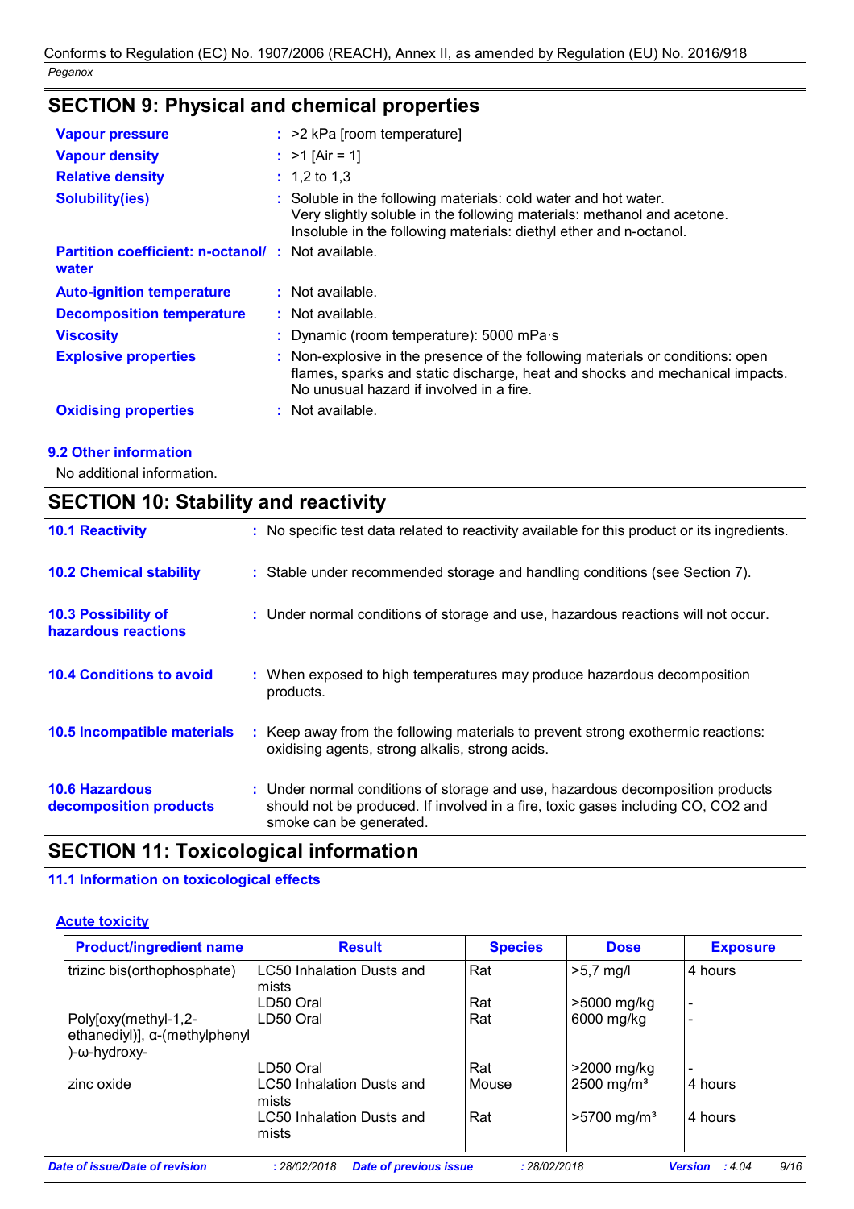## SECTION 9: Physical and chemical properties

| | |
|---|---|
| **Vapour pressure** | : >2 kPa [room temperature] |
| **Vapour density** | : >1 [Air = 1] |
| **Relative density** | : 1,2 to 1,3 |
| **Solubility(ies)** | : Soluble in the following materials: cold water and hot water. Very slightly soluble in the following materials: methanol and acetone. Insoluble in the following materials: diethyl ether and n-octanol. |
| **Partition coefficient: n-octanol/ water** | : Not available. |
| **Auto-ignition temperature** | : Not available. |
| **Decomposition temperature** | : Not available. |
| **Viscosity** | : Dynamic (room temperature): 5000 mPa·s |
| **Explosive properties** | : Non-explosive in the presence of the following materials or conditions: open flames, sparks and static discharge, heat and shocks and mechanical impacts. No unusual hazard if involved in a fire. |
| **Oxidising properties** | : Not available. |

### 9.2 Other information

No additional information.

## SECTION 10: Stability and reactivity

| | |
|---|---|
| **10.1 Reactivity** | : No specific test data related to reactivity available for this product or its ingredients. |
| **10.2 Chemical stability** | : Stable under recommended storage and handling conditions (see Section 7). |
| **10.3 Possibility of hazardous reactions** | : Under normal conditions of storage and use, hazardous reactions will not occur. |
| **10.4 Conditions to avoid** | : When exposed to high temperatures may produce hazardous decomposition products. |
| **10.5 Incompatible materials** | : Keep away from the following materials to prevent strong exothermic reactions: oxidising agents, strong alkalis, strong acids. |
| **10.6 Hazardous decomposition products** | : Under normal conditions of storage and use, hazardous decomposition products should not be produced. If involved in a fire, toxic gases including CO, CO2 and smoke can be generated. |

## SECTION 11: Toxicological information

### 11.1 Information on toxicological effects

**Acute toxicity**

| Product/ingredient name | Result | Species | Dose | Exposure |
|---|---|---|---|---|
| trizinc bis(orthophosphate) | LC50 Inhalation Dusts and mists | Rat | >5,7 mg/l | 4 hours |
| | LD50 Oral | Rat | >5000 mg/kg | - |
| Poly[oxy(methyl-1,2-ethanediyl)], α-(methylphenyl)-ω-hydroxy- | LD50 Oral | Rat | 6000 mg/kg | - |
| | LD50 Oral | Rat | >2000 mg/kg | - |
| zinc oxide | LC50 Inhalation Dusts and mists | Mouse | 2500 mg/m³ | 4 hours |
| | LC50 Inhalation Dusts and mists | Rat | >5700 mg/m³ | 4 hours |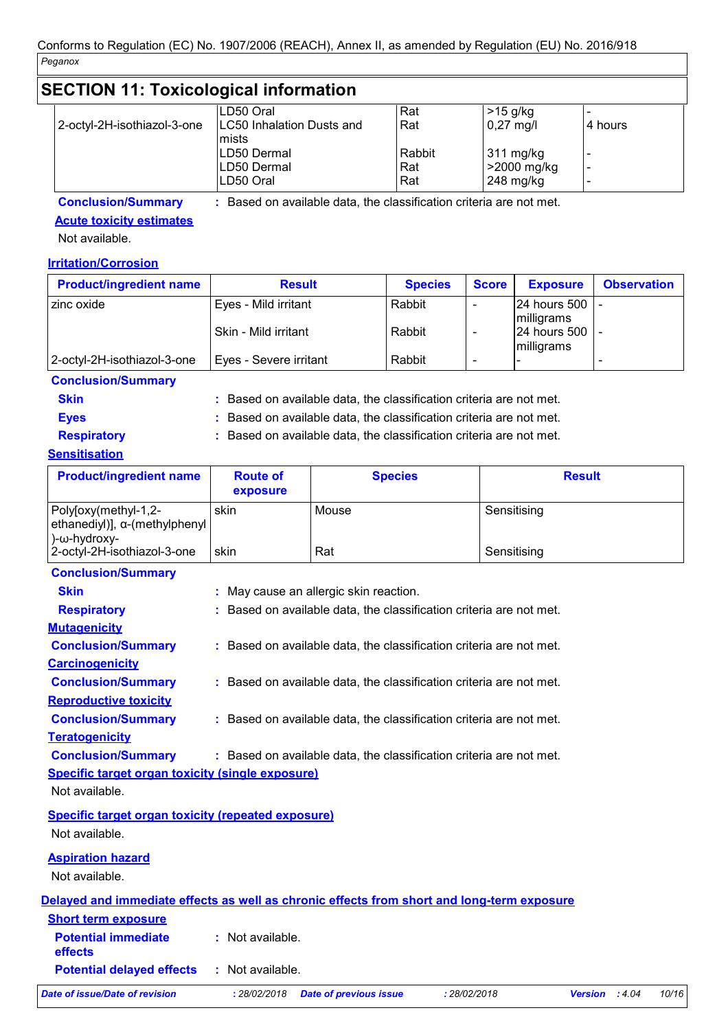## SECTION 11: Toxicological information

| | | | | |
|---|---|---|---|---|
| 2-octyl-2H-isothiazol-3-one | LD50 Oral | Rat | >15 g/kg | - |
| | LC50 Inhalation Dusts and mists | Rat | 0,27 mg/l | 4 hours |
| | LD50 Dermal | Rabbit | 311 mg/kg | - |
| | LD50 Dermal | Rat | >2000 mg/kg | - |
| | LD50 Oral | Rat | 248 mg/kg | - |

**Conclusion/Summary** : Based on available data, the classification criteria are not met.

**Acute toxicity estimates**

Not available.

**Irritation/Corrosion**

| Product/ingredient name | Result | Species | Score | Exposure | Observation |
|---|---|---|---|---|---|
| zinc oxide | Eyes - Mild irritant | Rabbit | - | 24 hours 500 milligrams | - |
| | Skin - Mild irritant | Rabbit | - | 24 hours 500 milligrams | - |
| 2-octyl-2H-isothiazol-3-one | Eyes - Severe irritant | Rabbit | - | - | - |

**Conclusion/Summary**

**Skin** : Based on available data, the classification criteria are not met.

**Eyes** : Based on available data, the classification criteria are not met.

**Respiratory** : Based on available data, the classification criteria are not met.

**Sensitisation**

| Product/ingredient name | Route of exposure | Species | Result |
|---|---|---|---|
| Poly[oxy(methyl-1,2-ethanediyl)], α-(methylphenyl)-ω-hydroxy- | skin | Mouse | Sensitising |
| 2-octyl-2H-isothiazol-3-one | skin | Rat | Sensitising |

**Conclusion/Summary**

**Skin** : May cause an allergic skin reaction.

**Respiratory** : Based on available data, the classification criteria are not met.

**Mutagenicity**

**Conclusion/Summary** : Based on available data, the classification criteria are not met.

**Carcinogenicity**

**Conclusion/Summary** : Based on available data, the classification criteria are not met.

**Reproductive toxicity**

**Conclusion/Summary** : Based on available data, the classification criteria are not met.

**Teratogenicity**

**Conclusion/Summary** : Based on available data, the classification criteria are not met.

**Specific target organ toxicity (single exposure)**

Not available.

**Specific target organ toxicity (repeated exposure)**

Not available.

**Aspiration hazard**

Not available.

**Delayed and immediate effects as well as chronic effects from short and long-term exposure**

**Short term exposure**

**Potential immediate effects** : Not available.

**Potential delayed effects** : Not available.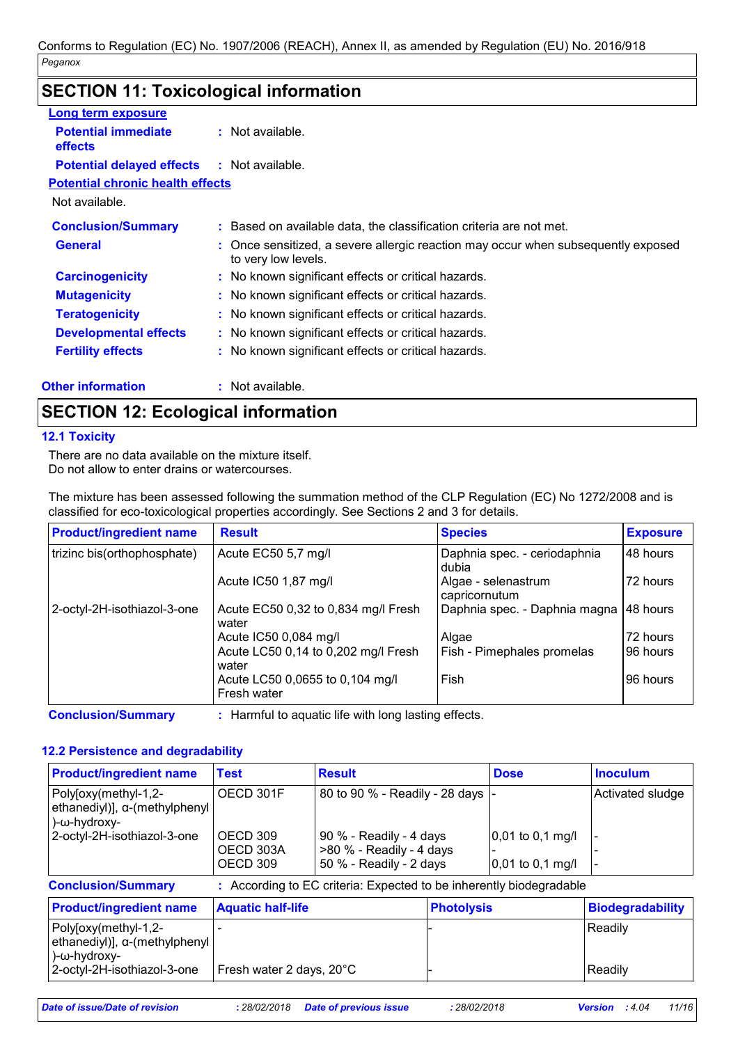# SECTION 11: Toxicological information

**Long term exposure**

**Potential immediate effects** : Not available.

**Potential delayed effects** : Not available.

**Potential chronic health effects**

Not available.

**Conclusion/Summary** : Based on available data, the classification criteria are not met.

**General** : Once sensitized, a severe allergic reaction may occur when subsequently exposed to very low levels.

**Carcinogenicity** : No known significant effects or critical hazards.

**Mutagenicity** : No known significant effects or critical hazards.

**Teratogenicity** : No known significant effects or critical hazards.

**Developmental effects** : No known significant effects or critical hazards.

**Fertility effects** : No known significant effects or critical hazards.

**Other information** : Not available.

# SECTION 12: Ecological information

## 12.1 Toxicity

There are no data available on the mixture itself.
Do not allow to enter drains or watercourses.

The mixture has been assessed following the summation method of the CLP Regulation (EC) No 1272/2008 and is classified for eco-toxicological properties accordingly. See Sections 2 and 3 for details.

| Product/ingredient name | Result | Species | Exposure |
|---|---|---|---|
| trizinc bis(orthophosphate) | Acute EC50 5,7 mg/l | Daphnia spec. - ceriodaphnia dubia | 48 hours |
| | Acute IC50 1,87 mg/l | Algae - selenastrum capricornutum | 72 hours |
| 2-octyl-2H-isothiazol-3-one | Acute EC50 0,32 to 0,834 mg/l Fresh water | Daphnia spec. - Daphnia magna | 48 hours |
| | Acute IC50 0,084 mg/l | Algae | 72 hours |
| | Acute LC50 0,14 to 0,202 mg/l Fresh water | Fish - Pimephales promelas | 96 hours |
| | Acute LC50 0,0655 to 0,104 mg/l Fresh water | Fish | 96 hours |

**Conclusion/Summary** : Harmful to aquatic life with long lasting effects.

## 12.2 Persistence and degradability

| Product/ingredient name | Test | Result | Dose | Inoculum |
|---|---|---|---|---|
| Poly[oxy(methyl-1,2-ethanediyl)], α-(methylphenyl)-ω-hydroxy- | OECD 301F | 80 to 90 % - Readily - 28 days | - | Activated sludge |
| 2-octyl-2H-isothiazol-3-one | OECD 309 | 90 % - Readily - 4 days | 0,01 to 0,1 mg/l | - |
| | OECD 303A | >80 % - Readily - 4 days | - | - |
| | OECD 309 | 50 % - Readily - 2 days | 0,01 to 0,1 mg/l | - |

**Conclusion/Summary** : According to EC criteria: Expected to be inherently biodegradable

| Product/ingredient name | Aquatic half-life | Photolysis | Biodegradability |
|---|---|---|---|
| Poly[oxy(methyl-1,2-ethanediyl)], α-(methylphenyl)-ω-hydroxy- | - | - | Readily |
| 2-octyl-2H-isothiazol-3-one | Fresh water 2 days, 20°C | - | Readily |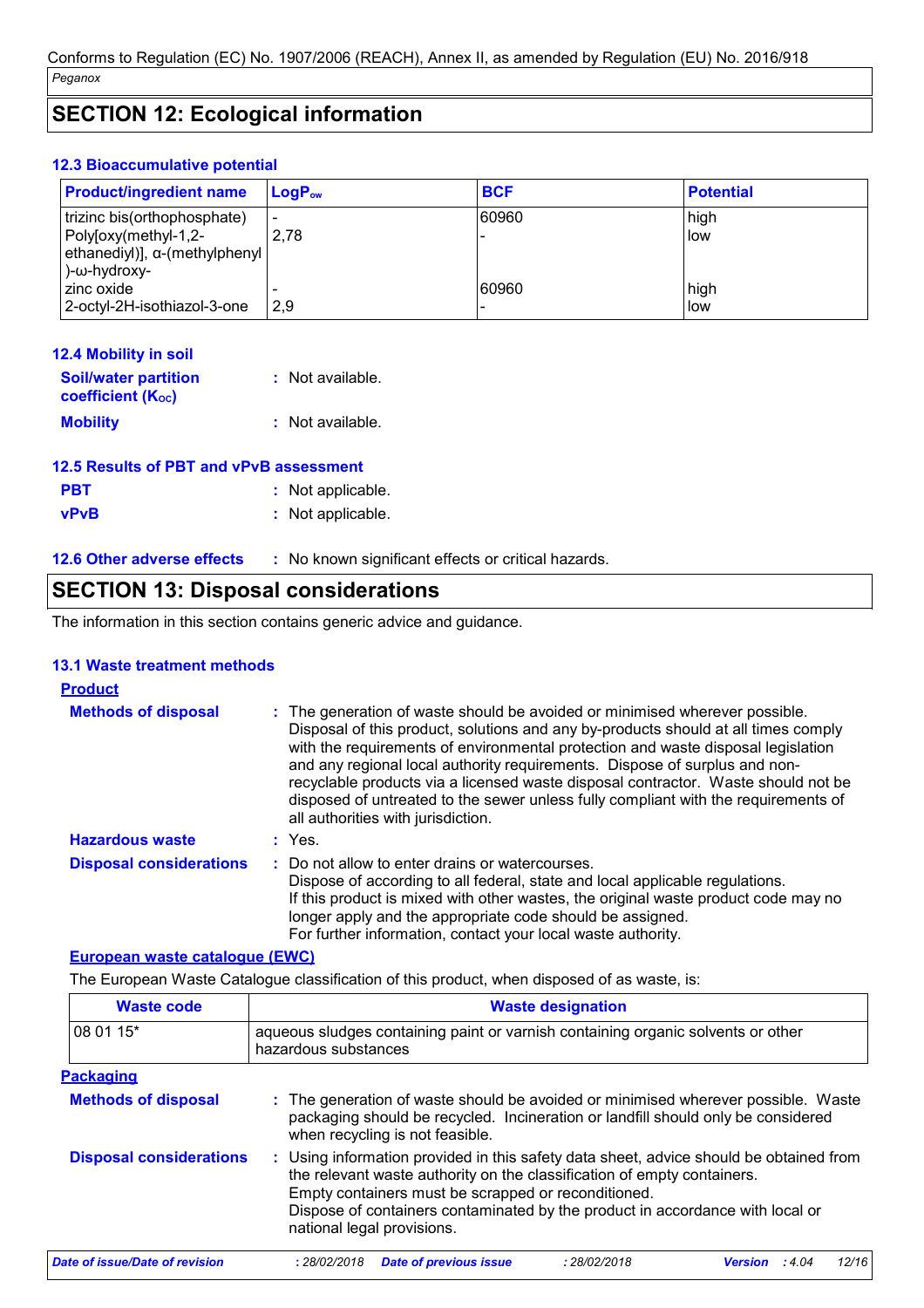## SECTION 12: Ecological information

### 12.3 Bioaccumulative potential

| Product/ingredient name | $LogP_{ow}$ | BCF | Potential |
|---|---|---|---|
| trizinc bis(orthophosphate) | - | 60960 | high |
| Poly[oxy(methyl-1,2-ethanediyl)], α-(methylphenyl)-ω-hydroxy- | 2,78 | - | low |
| zinc oxide | - | 60960 | high |
| 2-octyl-2H-isothiazol-3-one | 2,9 | - | low |

### 12.4 Mobility in soil

**Soil/water partition coefficient ($K_{OC}$)** : Not available.

**Mobility** : Not available.

### 12.5 Results of PBT and vPvB assessment

**PBT** : Not applicable.

**vPvB** : Not applicable.

### 12.6 Other adverse effects

: No known significant effects or critical hazards.

## SECTION 13: Disposal considerations

The information in this section contains generic advice and guidance.

### 13.1 Waste treatment methods

**Product**

**Methods of disposal** : The generation of waste should be avoided or minimised wherever possible. Disposal of this product, solutions and any by-products should at all times comply with the requirements of environmental protection and waste disposal legislation and any regional local authority requirements. Dispose of surplus and non-recyclable products via a licensed waste disposal contractor. Waste should not be disposed of untreated to the sewer unless fully compliant with the requirements of all authorities with jurisdiction.

**Hazardous waste** : Yes.

**Disposal considerations** : Do not allow to enter drains or watercourses.
Dispose of according to all federal, state and local applicable regulations.
If this product is mixed with other wastes, the original waste product code may no longer apply and the appropriate code should be assigned.
For further information, contact your local waste authority.

**European waste catalogue (EWC)**

The European Waste Catalogue classification of this product, when disposed of as waste, is:

| Waste code | Waste designation |
|---|---|
| 08 01 15* | aqueous sludges containing paint or varnish containing organic solvents or other hazardous substances |

**Packaging**

**Methods of disposal** : The generation of waste should be avoided or minimised wherever possible. Waste packaging should be recycled. Incineration or landfill should only be considered when recycling is not feasible.

**Disposal considerations** : Using information provided in this safety data sheet, advice should be obtained from the relevant waste authority on the classification of empty containers.
Empty containers must be scrapped or reconditioned.
Dispose of containers contaminated by the product in accordance with local or national legal provisions.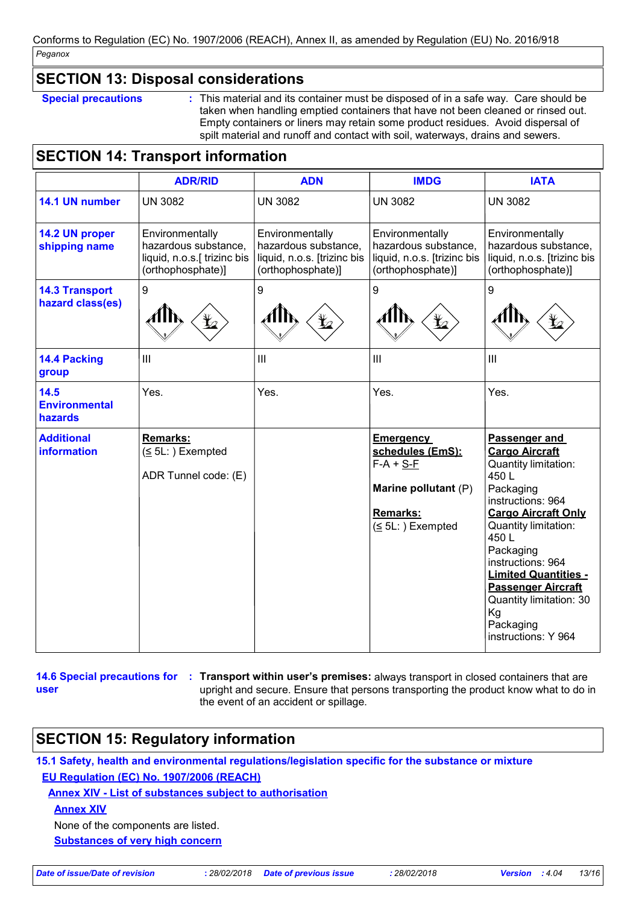Conforms to Regulation (EC) No. 1907/2006 (REACH), Annex II, as amended by Regulation (EU) No. 2016/918

*Peganox*

## SECTION 13: Disposal considerations

**Special precautions** : This material and its container must be disposed of in a safe way. Care should be taken when handling emptied containers that have not been cleaned or rinsed out. Empty containers or liners may retain some product residues. Avoid dispersal of spilt material and runoff and contact with soil, waterways, drains and sewers.

## SECTION 14: Transport information

| | ADR/RID | ADN | IMDG | IATA |
|---|---|---|---|---|
| **14.1 UN number** | UN 3082 | UN 3082 | UN 3082 | UN 3082 |
| **14.2 UN proper shipping name** | Environmentally hazardous substance, liquid, n.o.s.[ trizinc bis (orthophosphate)] | Environmentally hazardous substance, liquid, n.o.s. [trizinc bis (orthophosphate)] | Environmentally hazardous substance, liquid, n.o.s. [trizinc bis (orthophosphate)] | Environmentally hazardous substance, liquid, n.o.s. [trizinc bis (orthophosphate)] |
| **14.3 Transport hazard class(es)** | 9 | 9 | 9 | 9 |
| **14.4 Packing group** | III | III | III | III |
| **14.5 Environmental hazards** | Yes. | Yes. | Yes. | Yes. |
| **Additional information** | **Remarks:** (≤ 5L: ) Exempted<br><br>ADR Tunnel code: (E) | | **Emergency schedules (EmS):** F-A + S-F<br><br>**Marine pollutant** (P)<br><br>**Remarks:** (≤ 5L: ) Exempted | **Passenger and Cargo Aircraft** Quantity limitation: 450 L Packaging instructions: 964 **Cargo Aircraft Only** Quantity limitation: 450 L Packaging instructions: 964 **Limited Quantities - Passenger Aircraft** Quantity limitation: 30 Kg Packaging instructions: Y 964 |

**14.6 Special precautions for user** : **Transport within user's premises:** always transport in closed containers that are upright and secure. Ensure that persons transporting the product know what to do in the event of an accident or spillage.

## SECTION 15: Regulatory information

### 15.1 Safety, health and environmental regulations/legislation specific for the substance or mixture

**EU Regulation (EC) No. 1907/2006 (REACH)**

**Annex XIV - List of substances subject to authorisation**

**Annex XIV**

None of the components are listed.

**Substances of very high concern**

| *Date of issue/Date of revision* | *: 28/02/2018* | *Date of previous issue* | *: 28/02/2018* | *Version* | *: 4.04* |
|---|---|---|---|---|---|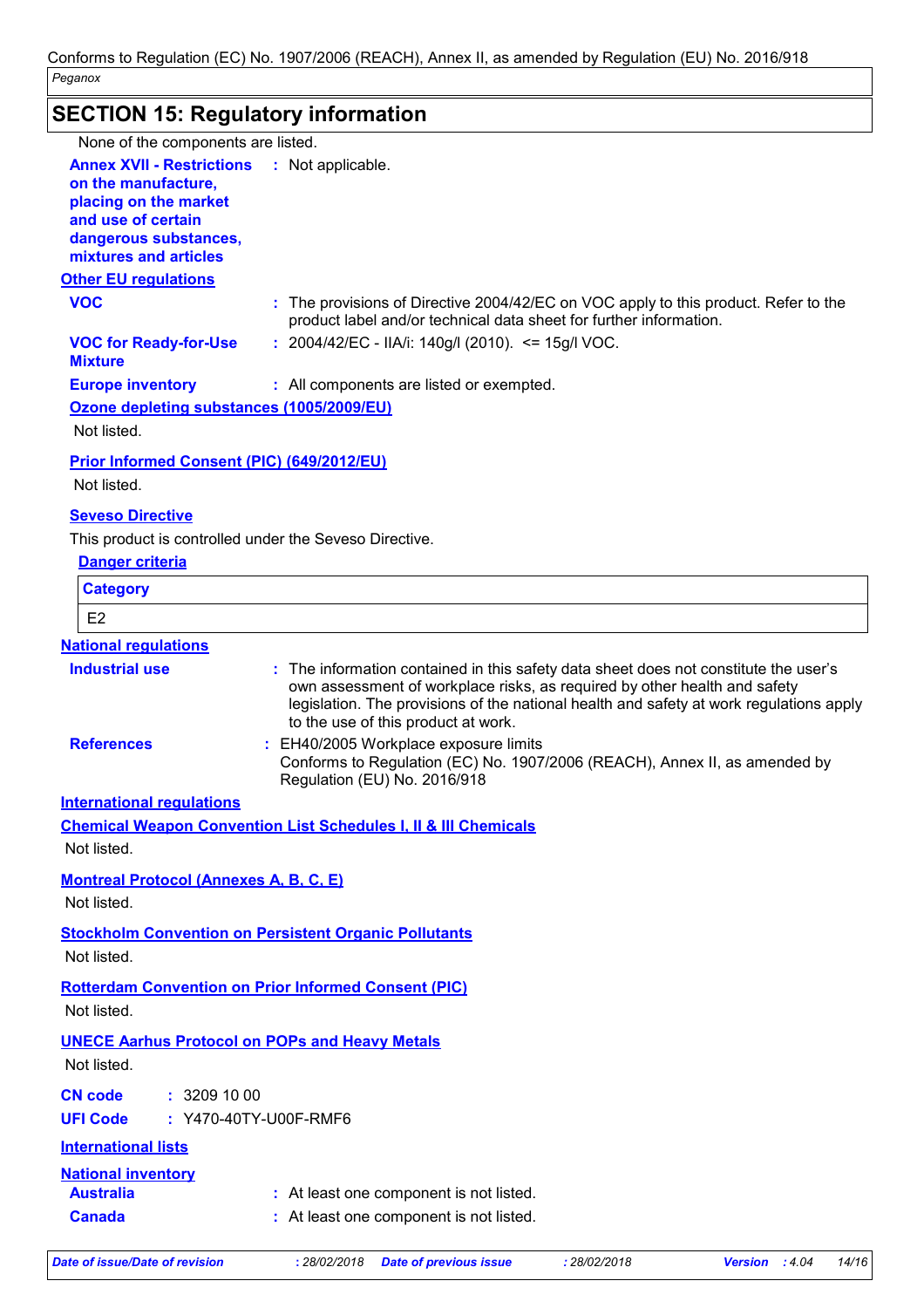## SECTION 15: Regulatory information

None of the components are listed.

**Annex XVII - Restrictions on the manufacture, placing on the market and use of certain dangerous substances, mixtures and articles** : Not applicable.

**Other EU regulations**

**VOC** : The provisions of Directive 2004/42/EC on VOC apply to this product. Refer to the product label and/or technical data sheet for further information.

**VOC for Ready-for-Use Mixture** : 2004/42/EC - IIA/i: 140g/l (2010). <= 15g/l VOC.

**Europe inventory** : All components are listed or exempted.

**Ozone depleting substances (1005/2009/EU)**

Not listed.

**Prior Informed Consent (PIC) (649/2012/EU)**

Not listed.

**Seveso Directive**

This product is controlled under the Seveso Directive.

**Danger criteria**

| Category |
|---|
| E2 |

**National regulations**

**Industrial use** : The information contained in this safety data sheet does not constitute the user's own assessment of workplace risks, as required by other health and safety legislation. The provisions of the national health and safety at work regulations apply to the use of this product at work.

**References** : EH40/2005 Workplace exposure limits
Conforms to Regulation (EC) No. 1907/2006 (REACH), Annex II, as amended by Regulation (EU) No. 2016/918

**International regulations**

**Chemical Weapon Convention List Schedules I, II & III Chemicals**

Not listed.

**Montreal Protocol (Annexes A, B, C, E)**

Not listed.

**Stockholm Convention on Persistent Organic Pollutants**

Not listed.

**Rotterdam Convention on Prior Informed Consent (PIC)**

Not listed.

**UNECE Aarhus Protocol on POPs and Heavy Metals**

Not listed.

**CN code** : 3209 10 00

**UFI Code** : Y470-40TY-U00F-RMF6

**International lists**

**National inventory**

**Australia** : At least one component is not listed.

**Canada** : At least one component is not listed.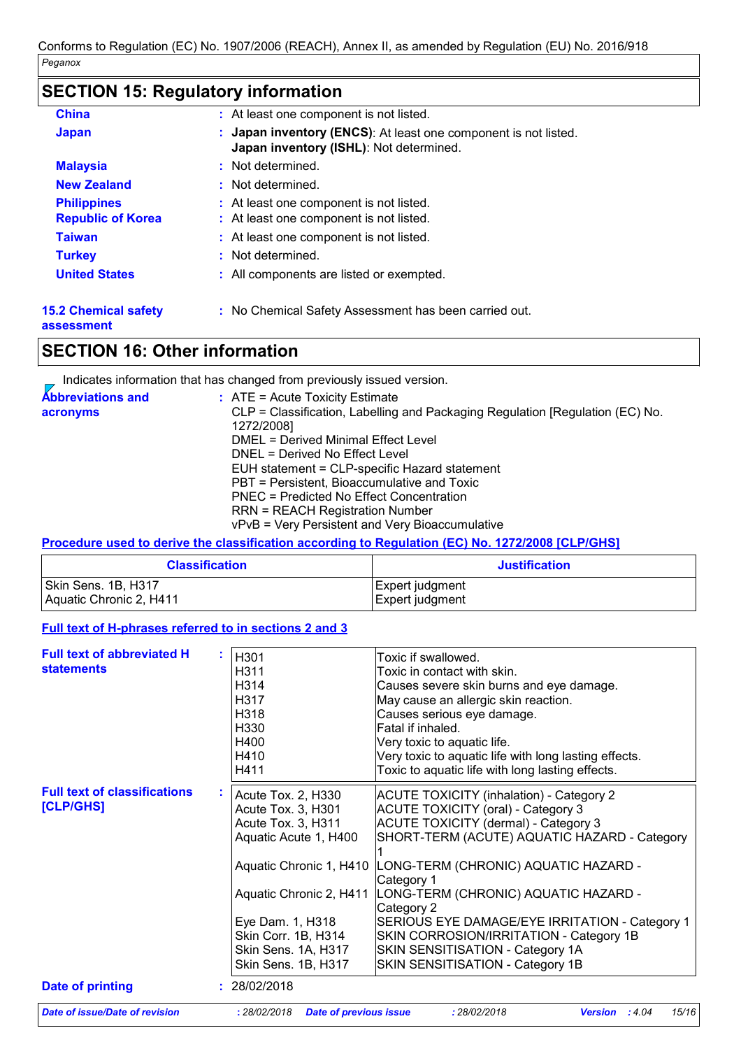## SECTION 15: Regulatory information

| | |
|---|---|
| **China** | : At least one component is not listed. |
| **Japan** | : **Japan inventory (ENCS)**: At least one component is not listed. **Japan inventory (ISHL)**: Not determined. |
| **Malaysia** | : Not determined. |
| **New Zealand** | : Not determined. |
| **Philippines** | : At least one component is not listed. |
| **Republic of Korea** | : At least one component is not listed. |
| **Taiwan** | : At least one component is not listed. |
| **Turkey** | : Not determined. |
| **United States** | : All components are listed or exempted. |

**15.2 Chemical safety assessment** : No Chemical Safety Assessment has been carried out.

## SECTION 16: Other information

Indicates information that has changed from previously issued version.

**Abbreviations and acronyms** :
ATE = Acute Toxicity Estimate
CLP = Classification, Labelling and Packaging Regulation [Regulation (EC) No. 1272/2008]
DMEL = Derived Minimal Effect Level
DNEL = Derived No Effect Level
EUH statement = CLP-specific Hazard statement
PBT = Persistent, Bioaccumulative and Toxic
PNEC = Predicted No Effect Concentration
RRN = REACH Registration Number
vPvB = Very Persistent and Very Bioaccumulative

**Procedure used to derive the classification according to Regulation (EC) No. 1272/2008 [CLP/GHS]**

| Classification | Justification |
|---|---|
| Skin Sens. 1B, H317 | Expert judgment |
| Aquatic Chronic 2, H411 | Expert judgment |

**Full text of H-phrases referred to in sections 2 and 3**

**Full text of abbreviated H statements** :

| | |
|---|---|
| H301 | Toxic if swallowed. |
| H311 | Toxic in contact with skin. |
| H314 | Causes severe skin burns and eye damage. |
| H317 | May cause an allergic skin reaction. |
| H318 | Causes serious eye damage. |
| H330 | Fatal if inhaled. |
| H400 | Very toxic to aquatic life. |
| H410 | Very toxic to aquatic life with long lasting effects. |
| H411 | Toxic to aquatic life with long lasting effects. |

**Full text of classifications [CLP/GHS]** :

| | |
|---|---|
| Acute Tox. 2, H330 | ACUTE TOXICITY (inhalation) - Category 2 |
| Acute Tox. 3, H301 | ACUTE TOXICITY (oral) - Category 3 |
| Acute Tox. 3, H311 | ACUTE TOXICITY (dermal) - Category 3 |
| Aquatic Acute 1, H400 | SHORT-TERM (ACUTE) AQUATIC HAZARD - Category 1 |
| Aquatic Chronic 1, H410 | LONG-TERM (CHRONIC) AQUATIC HAZARD - Category 1 |
| Aquatic Chronic 2, H411 | LONG-TERM (CHRONIC) AQUATIC HAZARD - Category 2 |
| Eye Dam. 1, H318 | SERIOUS EYE DAMAGE/EYE IRRITATION - Category 1 |
| Skin Corr. 1B, H314 | SKIN CORROSION/IRRITATION - Category 1B |
| Skin Sens. 1A, H317 | SKIN SENSITISATION - Category 1A |
| Skin Sens. 1B, H317 | SKIN SENSITISATION - Category 1B |

**Date of printing** : 28/02/2018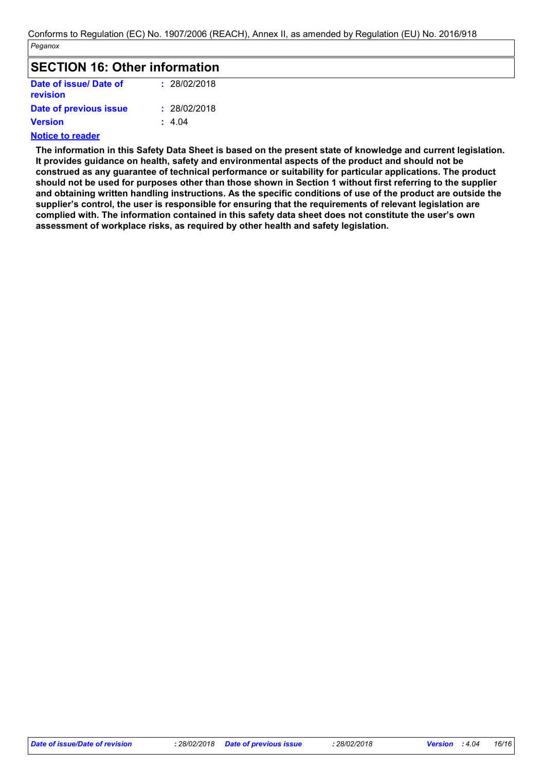## SECTION 16: Other information

| | | |
|---|---|---|
| **Date of issue/ Date of revision** | : | 28/02/2018 |
| **Date of previous issue** | : | 28/02/2018 |
| **Version** | : | 4.04 |

**Notice to reader**

**The information in this Safety Data Sheet is based on the present state of knowledge and current legislation. It provides guidance on health, safety and environmental aspects of the product and should not be construed as any guarantee of technical performance or suitability for particular applications. The product should not be used for purposes other than those shown in Section 1 without first referring to the supplier and obtaining written handling instructions. As the specific conditions of use of the product are outside the supplier's control, the user is responsible for ensuring that the requirements of relevant legislation are complied with. The information contained in this safety data sheet does not constitute the user's own assessment of workplace risks, as required by other health and safety legislation.**